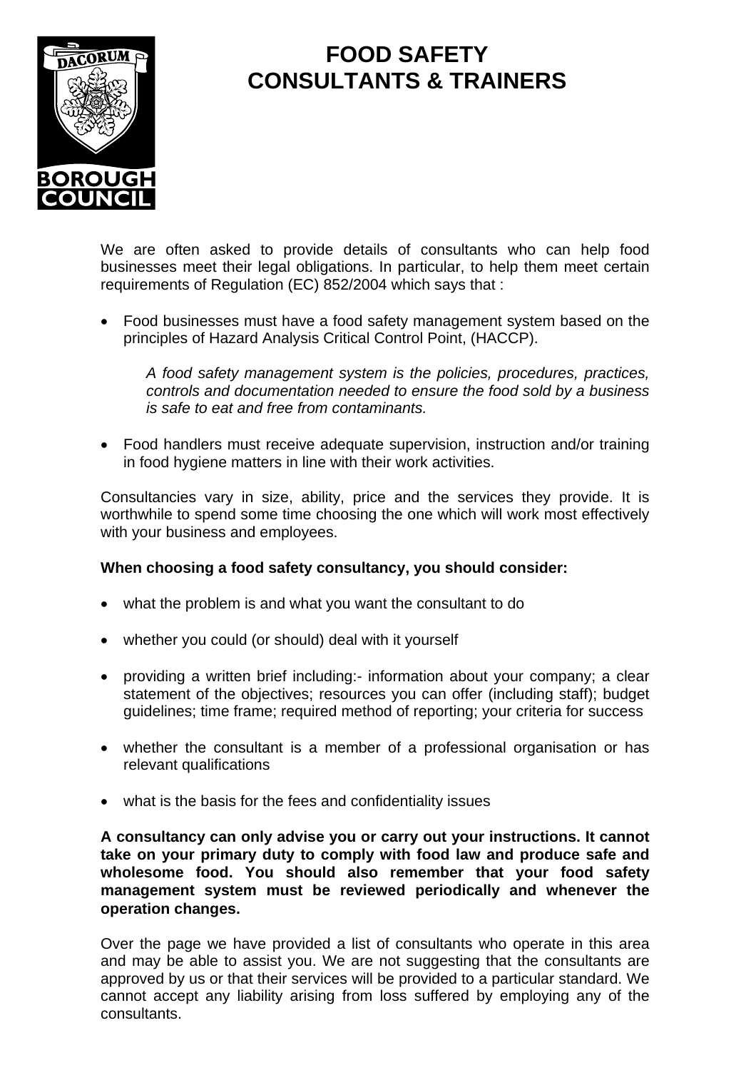# FOOD SAFETY CONSULTANTS & TRAINERS

We are often asked to provide details of consultants who can help food businesses meet their legal obligations. In particular, to help them meet certain requirements of Regulation (EC) 852/2004 which says that :

- Food businesses must have a food safety management system based on the principles of Hazard Analysis Critical Control Point, (HACCP).

  *A food safety management system is the policies, procedures, practices, controls and documentation needed to ensure the food sold by a business is safe to eat and free from contaminants.*

- Food handlers must receive adequate supervision, instruction and/or training in food hygiene matters in line with their work activities.

Consultancies vary in size, ability, price and the services they provide. It is worthwhile to spend some time choosing the one which will work most effectively with your business and employees.

**When choosing a food safety consultancy, you should consider:**

- what the problem is and what you want the consultant to do
- whether you could (or should) deal with it yourself
- providing a written brief including:- information about your company; a clear statement of the objectives; resources you can offer (including staff); budget guidelines; time frame; required method of reporting; your criteria for success
- whether the consultant is a member of a professional organisation or has relevant qualifications
- what is the basis for the fees and confidentiality issues

**A consultancy can only advise you or carry out your instructions. It cannot take on your primary duty to comply with food law and produce safe and wholesome food. You should also remember that your food safety management system must be reviewed periodically and whenever the operation changes.**

Over the page we have provided a list of consultants who operate in this area and may be able to assist you. We are not suggesting that the consultants are approved by us or that their services will be provided to a particular standard. We cannot accept any liability arising from loss suffered by employing any of the consultants.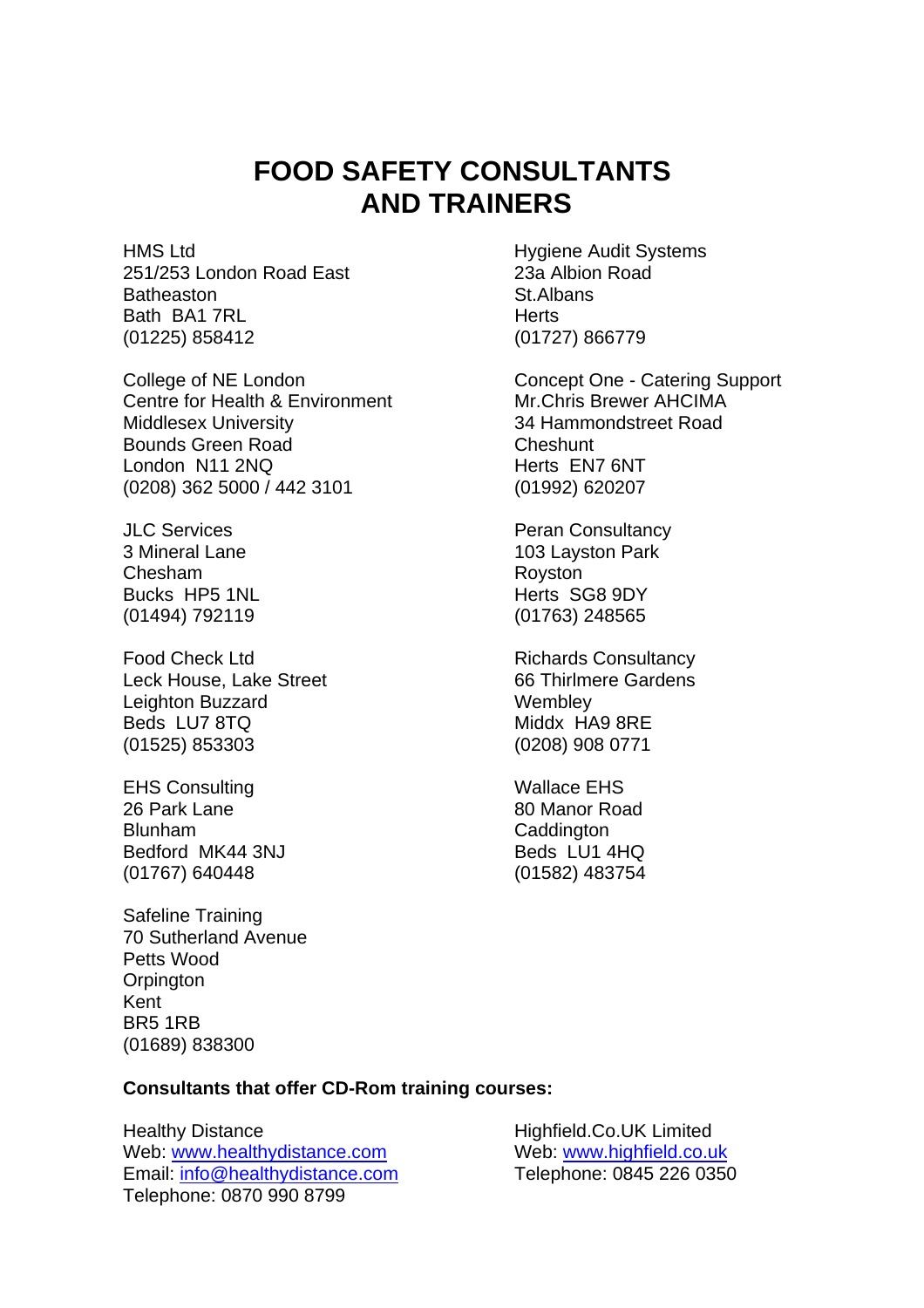# FOOD SAFETY CONSULTANTS AND TRAINERS

HMS Ltd
251/253 London Road East
Batheaston
Bath BA1 7RL
(01225) 858412

College of NE London
Centre for Health & Environment
Middlesex University
Bounds Green Road
London N11 2NQ
(0208) 362 5000 / 442 3101

JLC Services
3 Mineral Lane
Chesham
Bucks HP5 1NL
(01494) 792119

Food Check Ltd
Leck House, Lake Street
Leighton Buzzard
Beds LU7 8TQ
(01525) 853303

EHS Consulting
26 Park Lane
Blunham
Bedford MK44 3NJ
(01767) 640448

Safeline Training
70 Sutherland Avenue
Petts Wood
Orpington
Kent
BR5 1RB
(01689) 838300

Hygiene Audit Systems
23a Albion Road
St.Albans
Herts
(01727) 866779

Concept One - Catering Support
Mr.Chris Brewer AHCIMA
34 Hammondstreet Road
Cheshunt
Herts EN7 6NT
(01992) 620207

Peran Consultancy
103 Layston Park
Royston
Herts SG8 9DY
(01763) 248565

Richards Consultancy
66 Thirlmere Gardens
Wembley
Middx HA9 8RE
(0208) 908 0771

Wallace EHS
80 Manor Road
Caddington
Beds LU1 4HQ
(01582) 483754

**Consultants that offer CD-Rom training courses:**

Healthy Distance
Web: www.healthydistance.com
Email: info@healthydistance.com
Telephone: 0870 990 8799

Highfield.Co.UK Limited
Web: www.highfield.co.uk
Telephone: 0845 226 0350